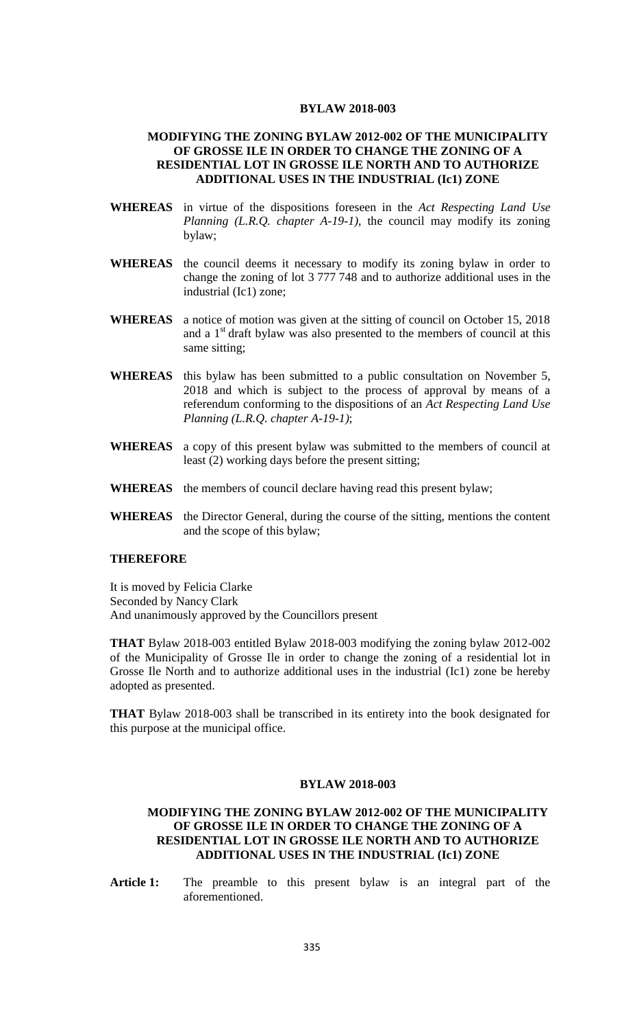**BYLAW 2018-003**

**MODIFYING THE ZONING BYLAW 2012-002 OF THE MUNICIPALITY OF GROSSE ILE IN ORDER TO CHANGE THE ZONING OF A RESIDENTIAL LOT IN GROSSE ILE NORTH AND TO AUTHORIZE ADDITIONAL USES IN THE INDUSTRIAL (Ic1) ZONE**

**WHEREAS** in virtue of the dispositions foreseen in the *Act Respecting Land Use Planning (L.R.Q. chapter A-19-1),* the council may modify its zoning bylaw;

**WHEREAS** the council deems it necessary to modify its zoning bylaw in order to change the zoning of lot 3 777 748 and to authorize additional uses in the industrial (Ic1) zone;

**WHEREAS** a notice of motion was given at the sitting of council on October 15, 2018 and a 1st draft bylaw was also presented to the members of council at this same sitting;

**WHEREAS** this bylaw has been submitted to a public consultation on November 5, 2018 and which is subject to the process of approval by means of a referendum conforming to the dispositions of an *Act Respecting Land Use Planning (L.R.Q. chapter A-19-1)*;

**WHEREAS** a copy of this present bylaw was submitted to the members of council at least (2) working days before the present sitting;

**WHEREAS** the members of council declare having read this present bylaw;

**WHEREAS** the Director General, during the course of the sitting, mentions the content and the scope of this bylaw;

**THEREFORE**

It is moved by Felicia Clarke
Seconded by Nancy Clark
And unanimously approved by the Councillors present

**THAT** Bylaw 2018-003 entitled Bylaw 2018-003 modifying the zoning bylaw 2012-002 of the Municipality of Grosse Ile in order to change the zoning of a residential lot in Grosse Ile North and to authorize additional uses in the industrial (Ic1) zone be hereby adopted as presented.

**THAT** Bylaw 2018-003 shall be transcribed in its entirety into the book designated for this purpose at the municipal office.

**BYLAW 2018-003**

**MODIFYING THE ZONING BYLAW 2012-002 OF THE MUNICIPALITY OF GROSSE ILE IN ORDER TO CHANGE THE ZONING OF A RESIDENTIAL LOT IN GROSSE ILE NORTH AND TO AUTHORIZE ADDITIONAL USES IN THE INDUSTRIAL (Ic1) ZONE**

**Article 1:** The preamble to this present bylaw is an integral part of the aforementioned.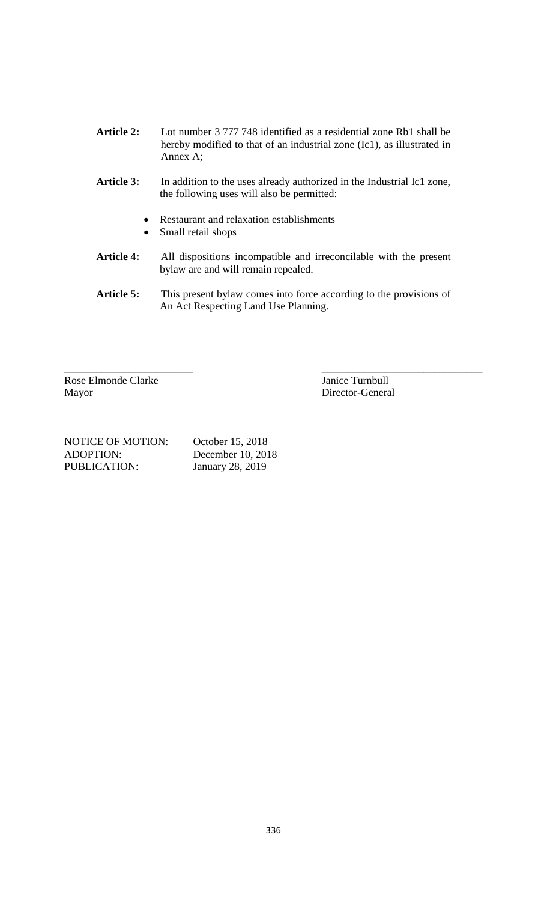**Article 2:** Lot number 3 777 748 identified as a residential zone Rb1 shall be hereby modified to that of an industrial zone (Ic1), as illustrated in Annex A;

**Article 3:** In addition to the uses already authorized in the Industrial Ic1 zone, the following uses will also be permitted:

- Restaurant and relaxation establishments
- Small retail shops

**Article 4:** All dispositions incompatible and irreconcilable with the present bylaw are and will remain repealed.

**Article 5:** This present bylaw comes into force according to the provisions of An Act Respecting Land Use Planning.

| | |
|---|---|
| ________________________ | ______________________________ |
| Rose Elmonde Clarke | Janice Turnbull |
| Mayor | Director-General |

| | |
|---|---|
| NOTICE OF MOTION: | October 15, 2018 |
| ADOPTION: | December 10, 2018 |
| PUBLICATION: | January 28, 2019 |